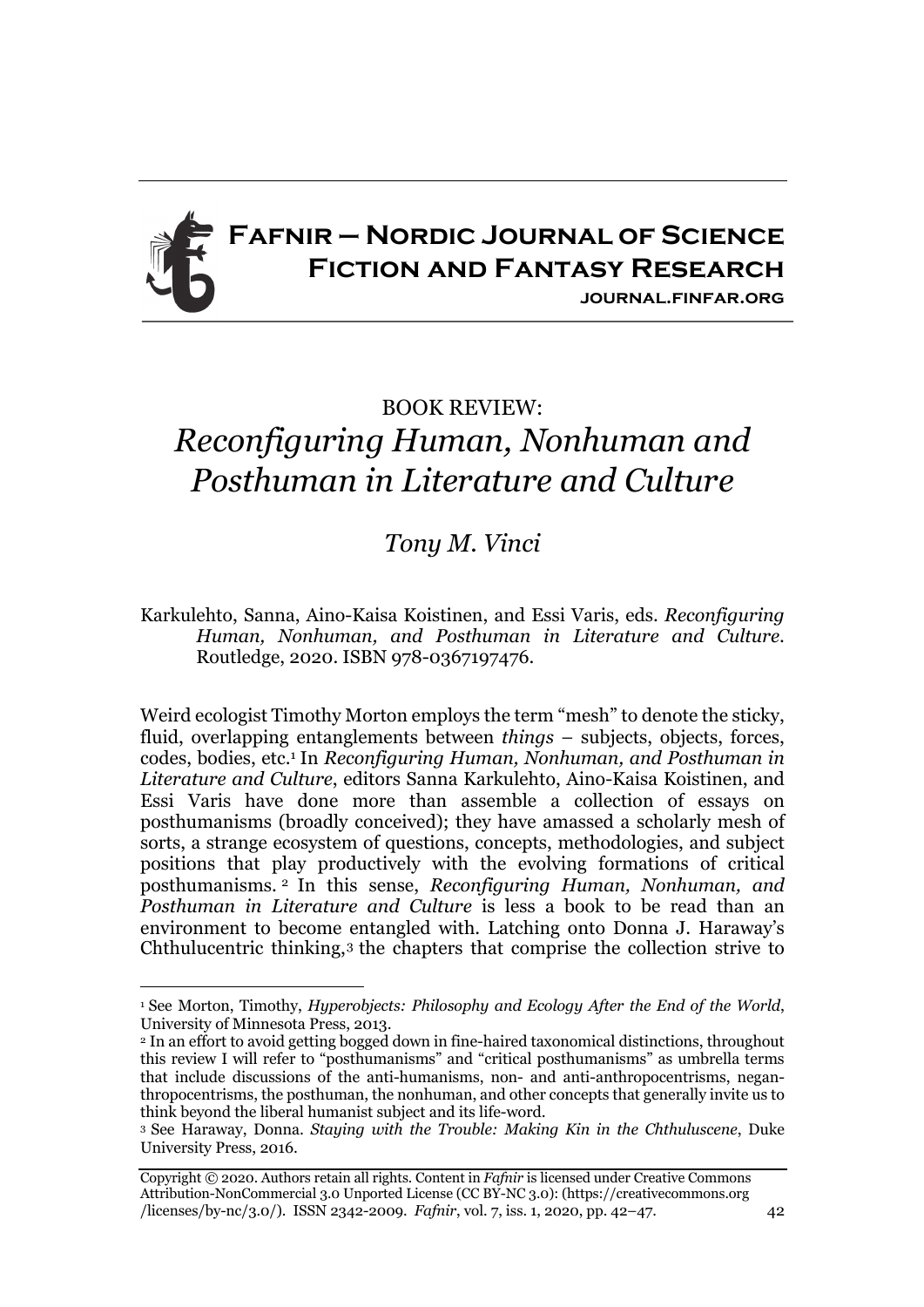# Fafnir – Nordic Journal of Science Fiction and Fantasy Research

journal.finfar.org

## BOOK REVIEW:

# *Reconfiguring Human, Nonhuman and Posthuman in Literature and Culture*

*Tony M. Vinci*

Karkulehto, Sanna, Aino-Kaisa Koistinen, and Essi Varis, eds. *Reconfiguring Human, Nonhuman, and Posthuman in Literature and Culture*. Routledge, 2020. ISBN 978-0367197476.

Weird ecologist Timothy Morton employs the term "mesh" to denote the sticky, fluid, overlapping entanglements between *things* – subjects, objects, forces, codes, bodies, etc.[1] In *Reconfiguring Human, Nonhuman, and Posthuman in Literature and Culture*, editors Sanna Karkulehto, Aino-Kaisa Koistinen, and Essi Varis have done more than assemble a collection of essays on posthumanisms (broadly conceived); they have amassed a scholarly mesh of sorts, a strange ecosystem of questions, concepts, methodologies, and subject positions that play productively with the evolving formations of critical posthumanisms.[2] In this sense, *Reconfiguring Human, Nonhuman, and Posthuman in Literature and Culture* is less a book to be read than an environment to become entangled with. Latching onto Donna J. Haraway's Chthulucentric thinking,[3] the chapters that comprise the collection strive to

---

[1] See Morton, Timothy, *Hyperobjects: Philosophy and Ecology After the End of the World*, University of Minnesota Press, 2013.

[2] In an effort to avoid getting bogged down in fine-haired taxonomical distinctions, throughout this review I will refer to "posthumanisms" and "critical posthumanisms" as umbrella terms that include discussions of the anti-humanisms, non- and anti-anthropocentrisms, neganthropocentrisms, the posthuman, the nonhuman, and other concepts that generally invite us to think beyond the liberal humanist subject and its life-word.

[3] See Haraway, Donna. *Staying with the Trouble: Making Kin in the Chthuluscene*, Duke University Press, 2016.

Copyright © 2020. Authors retain all rights. Content in *Fafnir* is licensed under Creative Commons Attribution-NonCommercial 3.0 Unported License (CC BY-NC 3.0): (https://creativecommons.org/licenses/by-nc/3.0/). ISSN 2342-2009. *Fafnir*, vol. 7, iss. 1, 2020, pp. 42–47.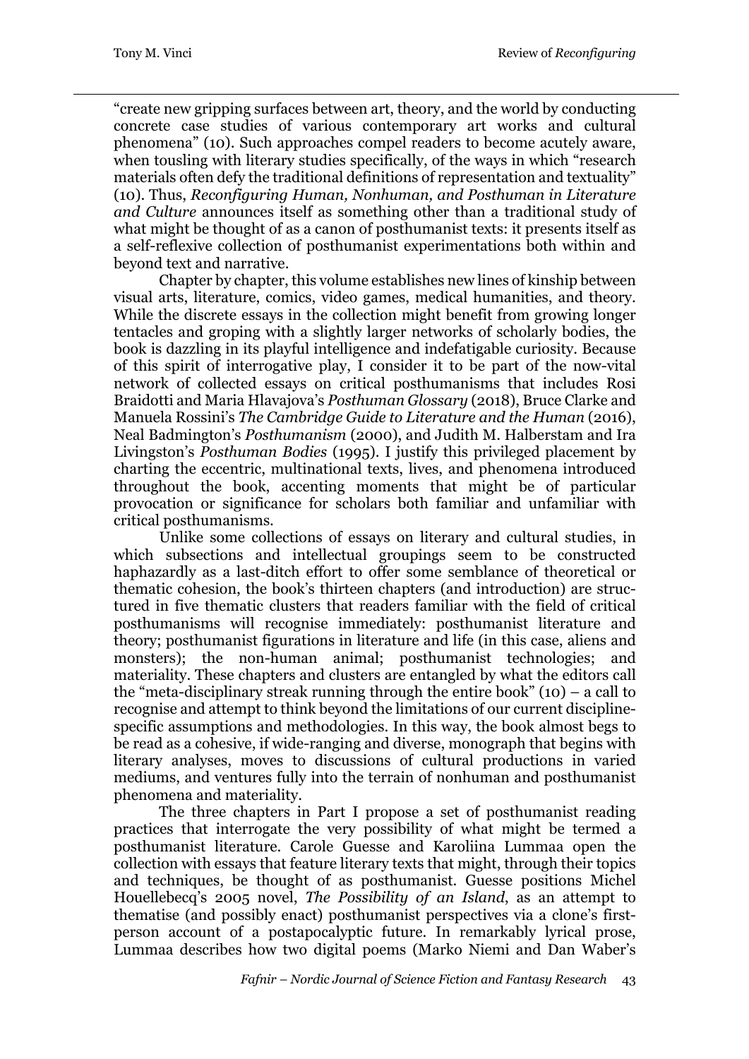"create new gripping surfaces between art, theory, and the world by conducting concrete case studies of various contemporary art works and cultural phenomena" (10). Such approaches compel readers to become acutely aware, when tousling with literary studies specifically, of the ways in which "research materials often defy the traditional definitions of representation and textuality" (10). Thus, *Reconfiguring Human, Nonhuman, and Posthuman in Literature and Culture* announces itself as something other than a traditional study of what might be thought of as a canon of posthumanist texts: it presents itself as a self-reflexive collection of posthumanist experimentations both within and beyond text and narrative.

Chapter by chapter, this volume establishes new lines of kinship between visual arts, literature, comics, video games, medical humanities, and theory. While the discrete essays in the collection might benefit from growing longer tentacles and groping with a slightly larger networks of scholarly bodies, the book is dazzling in its playful intelligence and indefatigable curiosity. Because of this spirit of interrogative play, I consider it to be part of the now-vital network of collected essays on critical posthumanisms that includes Rosi Braidotti and Maria Hlavajova's *Posthuman Glossary* (2018), Bruce Clarke and Manuela Rossini's *The Cambridge Guide to Literature and the Human* (2016), Neal Badmington's *Posthumanism* (2000), and Judith M. Halberstam and Ira Livingston's *Posthuman Bodies* (1995). I justify this privileged placement by charting the eccentric, multinational texts, lives, and phenomena introduced throughout the book, accenting moments that might be of particular provocation or significance for scholars both familiar and unfamiliar with critical posthumanisms.

Unlike some collections of essays on literary and cultural studies, in which subsections and intellectual groupings seem to be constructed haphazardly as a last-ditch effort to offer some semblance of theoretical or thematic cohesion, the book's thirteen chapters (and introduction) are structured in five thematic clusters that readers familiar with the field of critical posthumanisms will recognise immediately: posthumanist literature and theory; posthumanist figurations in literature and life (in this case, aliens and monsters); the non-human animal; posthumanist technologies; and materiality. These chapters and clusters are entangled by what the editors call the "meta-disciplinary streak running through the entire book" (10) – a call to recognise and attempt to think beyond the limitations of our current discipline-specific assumptions and methodologies. In this way, the book almost begs to be read as a cohesive, if wide-ranging and diverse, monograph that begins with literary analyses, moves to discussions of cultural productions in varied mediums, and ventures fully into the terrain of nonhuman and posthumanist phenomena and materiality.

The three chapters in Part I propose a set of posthumanist reading practices that interrogate the very possibility of what might be termed a posthumanist literature. Carole Guesse and Karoliina Lummaa open the collection with essays that feature literary texts that might, through their topics and techniques, be thought of as posthumanist. Guesse positions Michel Houellebecq's 2005 novel, *The Possibility of an Island*, as an attempt to thematise (and possibly enact) posthumanist perspectives via a clone's first-person account of a postapocalyptic future. In remarkably lyrical prose, Lummaa describes how two digital poems (Marko Niemi and Dan Waber's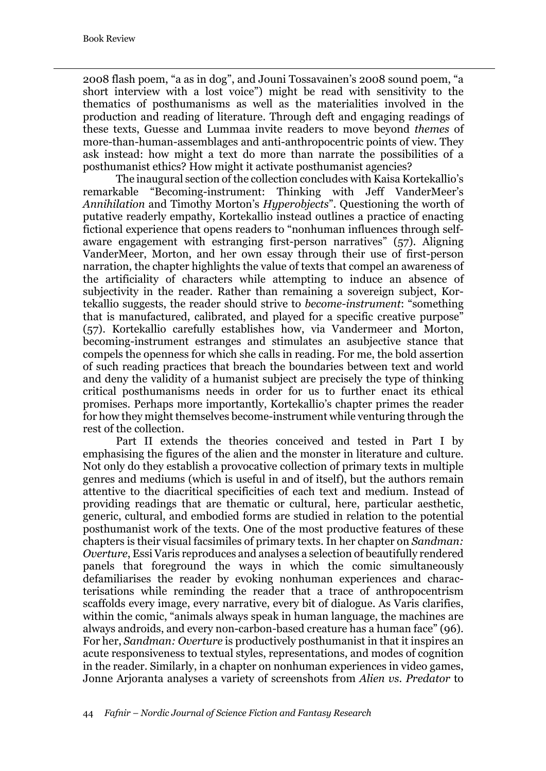2008 flash poem, "a as in dog", and Jouni Tossavainen's 2008 sound poem, "a short interview with a lost voice") might be read with sensitivity to the thematics of posthumanisms as well as the materialities involved in the production and reading of literature. Through deft and engaging readings of these texts, Guesse and Lummaa invite readers to move beyond *themes* of more-than-human-assemblages and anti-anthropocentric points of view. They ask instead: how might a text do more than narrate the possibilities of a posthumanist ethics? How might it activate posthumanist agencies?

The inaugural section of the collection concludes with Kaisa Kortekallio's remarkable "Becoming-instrument: Thinking with Jeff VanderMeer's *Annihilation* and Timothy Morton's *Hyperobjects*". Questioning the worth of putative readerly empathy, Kortekallio instead outlines a practice of enacting fictional experience that opens readers to "nonhuman influences through self-aware engagement with estranging first-person narratives" (57). Aligning VanderMeer, Morton, and her own essay through their use of first-person narration, the chapter highlights the value of texts that compel an awareness of the artificiality of characters while attempting to induce an absence of subjectivity in the reader. Rather than remaining a sovereign subject, Kortekallio suggests, the reader should strive to *become-instrument*: "something that is manufactured, calibrated, and played for a specific creative purpose" (57). Kortekallio carefully establishes how, via Vandermeer and Morton, becoming-instrument estranges and stimulates an asubjective stance that compels the openness for which she calls in reading. For me, the bold assertion of such reading practices that breach the boundaries between text and world and deny the validity of a humanist subject are precisely the type of thinking critical posthumanisms needs in order for us to further enact its ethical promises. Perhaps more importantly, Kortekallio's chapter primes the reader for how they might themselves become-instrument while venturing through the rest of the collection.

Part II extends the theories conceived and tested in Part I by emphasising the figures of the alien and the monster in literature and culture. Not only do they establish a provocative collection of primary texts in multiple genres and mediums (which is useful in and of itself), but the authors remain attentive to the diacritical specificities of each text and medium. Instead of providing readings that are thematic or cultural, here, particular aesthetic, generic, cultural, and embodied forms are studied in relation to the potential posthumanist work of the texts. One of the most productive features of these chapters is their visual facsimiles of primary texts. In her chapter on *Sandman: Overture*, Essi Varis reproduces and analyses a selection of beautifully rendered panels that foreground the ways in which the comic simultaneously defamiliarises the reader by evoking nonhuman experiences and characterisations while reminding the reader that a trace of anthropocentrism scaffolds every image, every narrative, every bit of dialogue. As Varis clarifies, within the comic, "animals always speak in human language, the machines are always androids, and every non-carbon-based creature has a human face" (96). For her, *Sandman: Overture* is productively posthumanist in that it inspires an acute responsiveness to textual styles, representations, and modes of cognition in the reader. Similarly, in a chapter on nonhuman experiences in video games, Jonne Arjoranta analyses a variety of screenshots from *Alien vs. Predator* to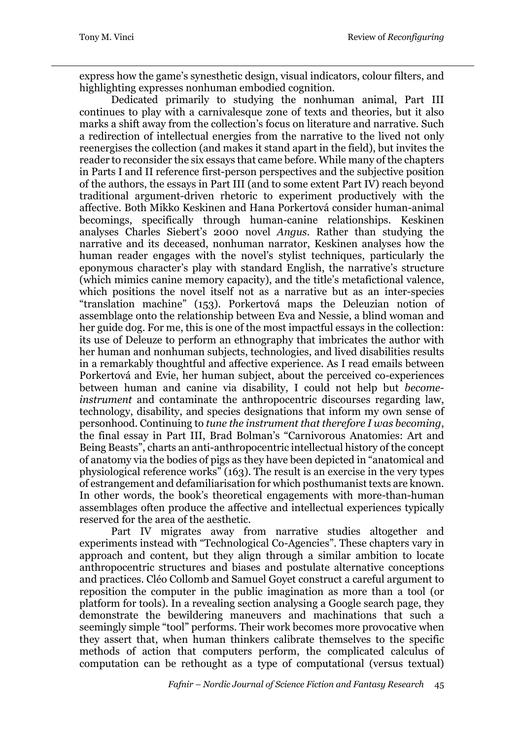express how the game's synesthetic design, visual indicators, colour filters, and highlighting expresses nonhuman embodied cognition.

Dedicated primarily to studying the nonhuman animal, Part III continues to play with a carnivalesque zone of texts and theories, but it also marks a shift away from the collection's focus on literature and narrative. Such a redirection of intellectual energies from the narrative to the lived not only reenergises the collection (and makes it stand apart in the field), but invites the reader to reconsider the six essays that came before. While many of the chapters in Parts I and II reference first-person perspectives and the subjective position of the authors, the essays in Part III (and to some extent Part IV) reach beyond traditional argument-driven rhetoric to experiment productively with the affective. Both Mikko Keskinen and Hana Porkertová consider human-animal becomings, specifically through human-canine relationships. Keskinen analyses Charles Siebert's 2000 novel *Angus*. Rather than studying the narrative and its deceased, nonhuman narrator, Keskinen analyses how the human reader engages with the novel's stylist techniques, particularly the eponymous character's play with standard English, the narrative's structure (which mimics canine memory capacity), and the title's metafictional valence, which positions the novel itself not as a narrative but as an inter-species "translation machine" (153). Porkertová maps the Deleuzian notion of assemblage onto the relationship between Eva and Nessie, a blind woman and her guide dog. For me, this is one of the most impactful essays in the collection: its use of Deleuze to perform an ethnography that imbricates the author with her human and nonhuman subjects, technologies, and lived disabilities results in a remarkably thoughtful and affective experience. As I read emails between Porkertová and Evie, her human subject, about the perceived co-experiences between human and canine via disability, I could not help but *become-instrument* and contaminate the anthropocentric discourses regarding law, technology, disability, and species designations that inform my own sense of personhood. Continuing to *tune the instrument that therefore I was becoming*, the final essay in Part III, Brad Bolman's "Carnivorous Anatomies: Art and Being Beasts", charts an anti-anthropocentric intellectual history of the concept of anatomy via the bodies of pigs as they have been depicted in "anatomical and physiological reference works" (163). The result is an exercise in the very types of estrangement and defamiliarisation for which posthumanist texts are known. In other words, the book's theoretical engagements with more-than-human assemblages often produce the affective and intellectual experiences typically reserved for the area of the aesthetic.

Part IV migrates away from narrative studies altogether and experiments instead with "Technological Co-Agencies". These chapters vary in approach and content, but they align through a similar ambition to locate anthropocentric structures and biases and postulate alternative conceptions and practices. Cléo Collomb and Samuel Goyet construct a careful argument to reposition the computer in the public imagination as more than a tool (or platform for tools). In a revealing section analysing a Google search page, they demonstrate the bewildering maneuvers and machinations that such a seemingly simple "tool" performs. Their work becomes more provocative when they assert that, when human thinkers calibrate themselves to the specific methods of action that computers perform, the complicated calculus of computation can be rethought as a type of computational (versus textual)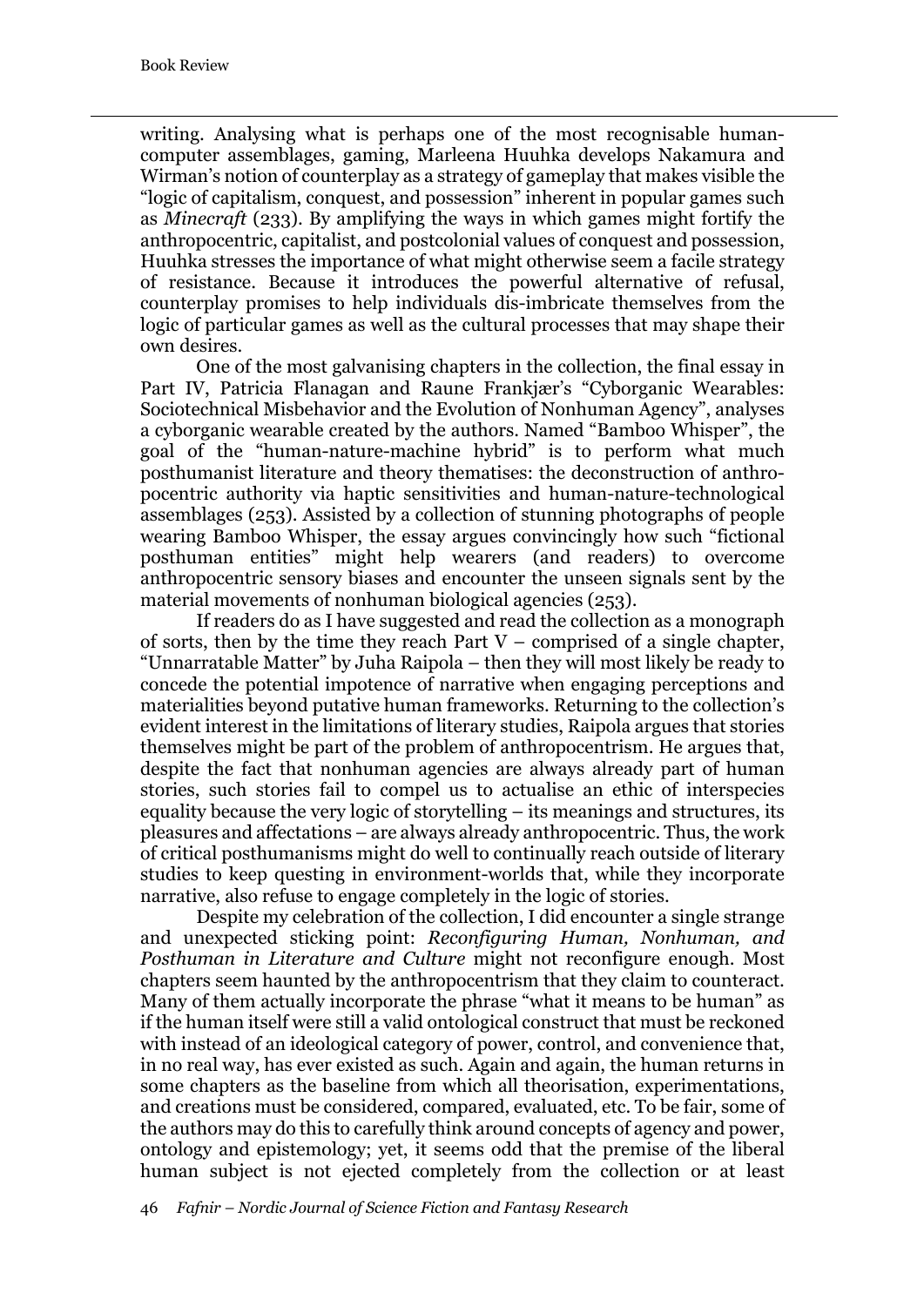writing. Analysing what is perhaps one of the most recognisable human-computer assemblages, gaming, Marleena Huuhka develops Nakamura and Wirman's notion of counterplay as a strategy of gameplay that makes visible the "logic of capitalism, conquest, and possession" inherent in popular games such as *Minecraft* (233). By amplifying the ways in which games might fortify the anthropocentric, capitalist, and postcolonial values of conquest and possession, Huuhka stresses the importance of what might otherwise seem a facile strategy of resistance. Because it introduces the powerful alternative of refusal, counterplay promises to help individuals dis-imbricate themselves from the logic of particular games as well as the cultural processes that may shape their own desires.

One of the most galvanising chapters in the collection, the final essay in Part IV, Patricia Flanagan and Raune Frankjær's "Cyborganic Wearables: Sociotechnical Misbehavior and the Evolution of Nonhuman Agency", analyses a cyborganic wearable created by the authors. Named "Bamboo Whisper", the goal of the "human-nature-machine hybrid" is to perform what much posthumanist literature and theory thematises: the deconstruction of anthropocentric authority via haptic sensitivities and human-nature-technological assemblages (253). Assisted by a collection of stunning photographs of people wearing Bamboo Whisper, the essay argues convincingly how such "fictional posthuman entities" might help wearers (and readers) to overcome anthropocentric sensory biases and encounter the unseen signals sent by the material movements of nonhuman biological agencies (253).

If readers do as I have suggested and read the collection as a monograph of sorts, then by the time they reach Part V – comprised of a single chapter, "Unnarratable Matter" by Juha Raipola – then they will most likely be ready to concede the potential impotence of narrative when engaging perceptions and materialities beyond putative human frameworks. Returning to the collection's evident interest in the limitations of literary studies, Raipola argues that stories themselves might be part of the problem of anthropocentrism. He argues that, despite the fact that nonhuman agencies are always already part of human stories, such stories fail to compel us to actualise an ethic of interspecies equality because the very logic of storytelling – its meanings and structures, its pleasures and affectations – are always already anthropocentric. Thus, the work of critical posthumanisms might do well to continually reach outside of literary studies to keep questing in environment-worlds that, while they incorporate narrative, also refuse to engage completely in the logic of stories.

Despite my celebration of the collection, I did encounter a single strange and unexpected sticking point: *Reconfiguring Human, Nonhuman, and Posthuman in Literature and Culture* might not reconfigure enough. Most chapters seem haunted by the anthropocentrism that they claim to counteract. Many of them actually incorporate the phrase "what it means to be human" as if the human itself were still a valid ontological construct that must be reckoned with instead of an ideological category of power, control, and convenience that, in no real way, has ever existed as such. Again and again, the human returns in some chapters as the baseline from which all theorisation, experimentations, and creations must be considered, compared, evaluated, etc. To be fair, some of the authors may do this to carefully think around concepts of agency and power, ontology and epistemology; yet, it seems odd that the premise of the liberal human subject is not ejected completely from the collection or at least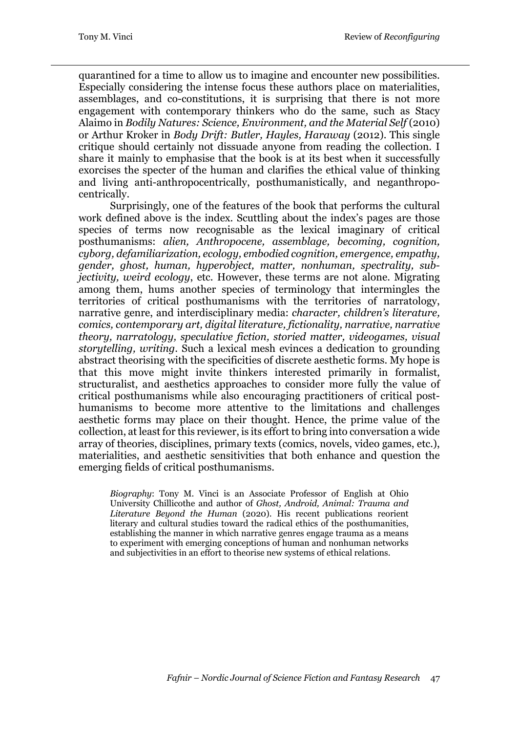quarantined for a time to allow us to imagine and encounter new possibilities. Especially considering the intense focus these authors place on materialities, assemblages, and co-constitutions, it is surprising that there is not more engagement with contemporary thinkers who do the same, such as Stacy Alaimo in *Bodily Natures: Science, Environment, and the Material Self* (2010) or Arthur Kroker in *Body Drift: Butler, Hayles, Haraway* (2012). This single critique should certainly not dissuade anyone from reading the collection. I share it mainly to emphasise that the book is at its best when it successfully exorcises the specter of the human and clarifies the ethical value of thinking and living anti-anthropocentrically, posthumanistically, and neganthropocentrically.

Surprisingly, one of the features of the book that performs the cultural work defined above is the index. Scuttling about the index's pages are those species of terms now recognisable as the lexical imaginary of critical posthumanisms: *alien, Anthropocene, assemblage, becoming, cognition, cyborg, defamiliarization, ecology, embodied cognition, emergence, empathy, gender, ghost, human, hyperobject, matter, nonhuman, spectrality, subjectivity, weird ecology*, etc. However, these terms are not alone. Migrating among them, hums another species of terminology that intermingles the territories of critical posthumanisms with the territories of narratology, narrative genre, and interdisciplinary media: *character, children's literature, comics, contemporary art, digital literature, fictionality, narrative, narrative theory, narratology, speculative fiction, storied matter, videogames, visual storytelling, writing*. Such a lexical mesh evinces a dedication to grounding abstract theorising with the specificities of discrete aesthetic forms. My hope is that this move might invite thinkers interested primarily in formalist, structuralist, and aesthetics approaches to consider more fully the value of critical posthumanisms while also encouraging practitioners of critical posthumanisms to become more attentive to the limitations and challenges aesthetic forms may place on their thought. Hence, the prime value of the collection, at least for this reviewer, is its effort to bring into conversation a wide array of theories, disciplines, primary texts (comics, novels, video games, etc.), materialities, and aesthetic sensitivities that both enhance and question the emerging fields of critical posthumanisms.

> *Biography*: Tony M. Vinci is an Associate Professor of English at Ohio University Chillicothe and author of *Ghost, Android, Animal: Trauma and Literature Beyond the Human* (2020). His recent publications reorient literary and cultural studies toward the radical ethics of the posthumanities, establishing the manner in which narrative genres engage trauma as a means to experiment with emerging conceptions of human and nonhuman networks and subjectivities in an effort to theorise new systems of ethical relations.